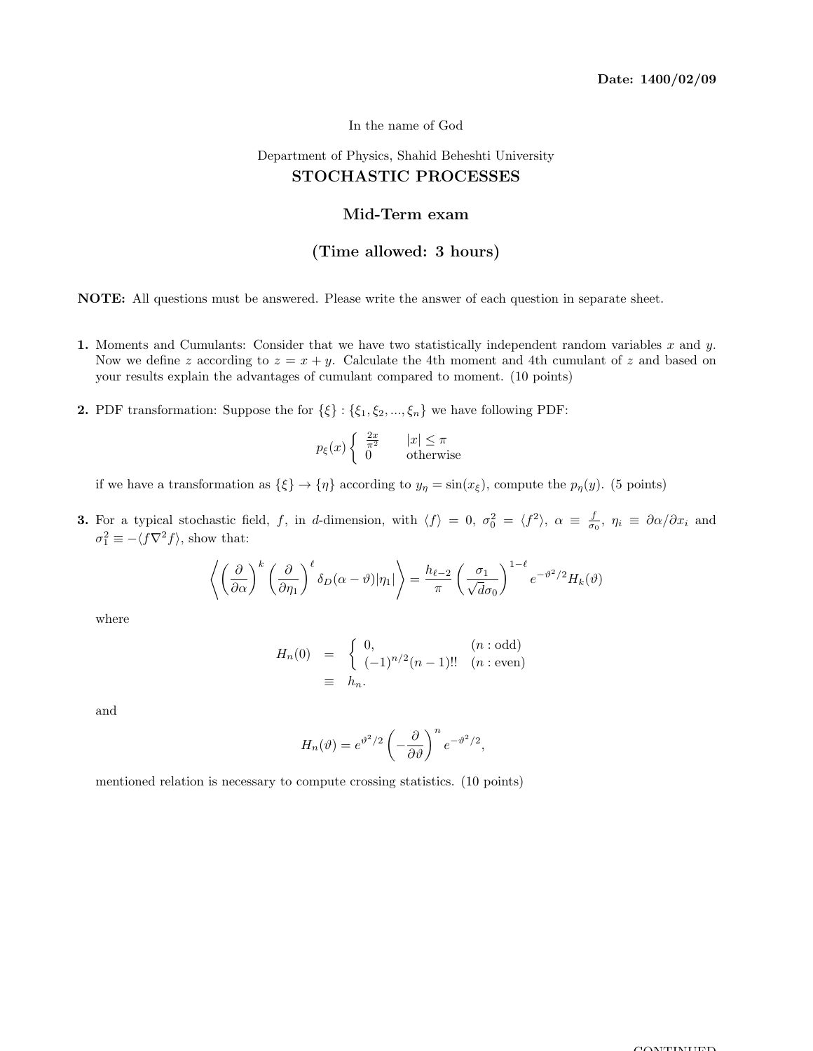**Date: 1400/02/09**

In the name of God

Department of Physics, Shahid Beheshti University

# STOCHASTIC PROCESSES

## Mid-Term exam

## (Time allowed: 3 hours)

**NOTE:** All questions must be answered. Please write the answer of each question in separate sheet.

**1.** Moments and Cumulants: Consider that we have two statistically independent random variables $x$ and $y$. Now we define $z$ according to $z = x + y$. Calculate the 4th moment and 4th cumulant of $z$ and based on your results explain the advantages of cumulant compared to moment. (10 points)

**2.** PDF transformation: Suppose the for $\{\xi\} : \{\xi_1, \xi_2, ..., \xi_n\}$ we have following PDF:

$$p_\xi(x) \begin{cases} \frac{2x}{\pi^2} & |x| \leq \pi \\ 0 & \text{otherwise} \end{cases}$$

if we have a transformation as $\{\xi\} \to \{\eta\}$ according to $y_\eta = \sin(x_\xi)$, compute the $p_\eta(y)$. (5 points)

**3.** For a typical stochastic field, $f$, in $d$-dimension, with $\langle f \rangle = 0$, $\sigma_0^2 = \langle f^2 \rangle$, $\alpha \equiv \frac{f}{\sigma_0}$, $\eta_i \equiv \partial\alpha/\partial x_i$ and $\sigma_1^2 \equiv -\langle f \nabla^2 f \rangle$, show that:

$$\left\langle \left(\frac{\partial}{\partial\alpha}\right)^k \left(\frac{\partial}{\partial\eta_1}\right)^\ell \delta_D(\alpha - \vartheta)|\eta_1| \right\rangle = \frac{h_{\ell-2}}{\pi} \left(\frac{\sigma_1}{\sqrt{d}\sigma_0}\right)^{1-\ell} e^{-\vartheta^2/2} H_k(\vartheta)$$

where

$$\begin{aligned} H_n(0) &= \begin{cases} 0, & (n : \text{odd}) \\ (-1)^{n/2}(n-1)!! & (n : \text{even}) \end{cases} \\ &\equiv h_n. \end{aligned}$$

and

$$H_n(\vartheta) = e^{\vartheta^2/2} \left(-\frac{\partial}{\partial\vartheta}\right)^n e^{-\vartheta^2/2},$$

mentioned relation is necessary to compute crossing statistics. (10 points)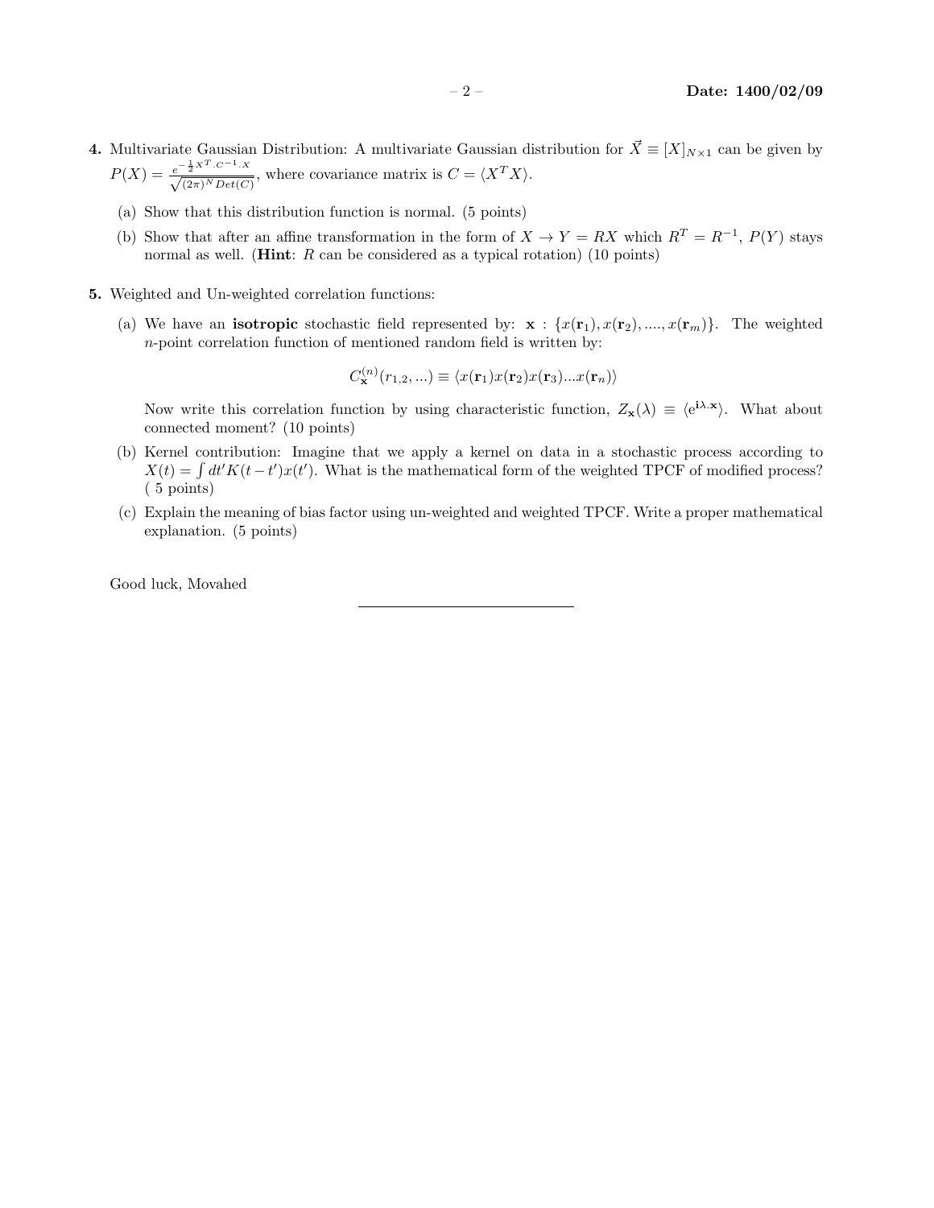**4.** Multivariate Gaussian Distribution: A multivariate Gaussian distribution for $\vec{X} \equiv [X]_{N\times 1}$ can be given by $P(X) = \frac{e^{-\frac{1}{2}X^T.C^{-1}.X}}{\sqrt{(2\pi)^N Det(C)}}$, where covariance matrix is $C = \langle X^T X \rangle$.

(a) Show that this distribution function is normal. (5 points)

(b) Show that after an affine transformation in the form of $X \to Y = RX$ which $R^T = R^{-1}$, $P(Y)$ stays normal as well. (**Hint**: $R$ can be considered as a typical rotation) (10 points)

**5.** Weighted and Un-weighted correlation functions:

(a) We have an **isotropic** stochastic field represented by: $\mathbf{x} : \{x(\mathbf{r}_1), x(\mathbf{r}_2), ...., x(\mathbf{r}_m)\}$. The weighted $n$-point correlation function of mentioned random field is written by:

$$C_{\mathbf{x}}^{(n)}(r_{1,2}, ...) \equiv \langle x(\mathbf{r}_1)x(\mathbf{r}_2)x(\mathbf{r}_3)...x(\mathbf{r}_n)\rangle$$

Now write this correlation function by using characteristic function, $Z_{\mathbf{x}}(\lambda) \equiv \langle e^{\mathbf{i}\lambda.\mathbf{x}}\rangle$. What about connected moment? (10 points)

(b) Kernel contribution: Imagine that we apply a kernel on data in a stochastic process according to $X(t) = \int dt' K(t-t')x(t')$. What is the mathematical form of the weighted TPCF of modified process? ( 5 points)

(c) Explain the meaning of bias factor using un-weighted and weighted TPCF. Write a proper mathematical explanation. (5 points)

Good luck, Movahed